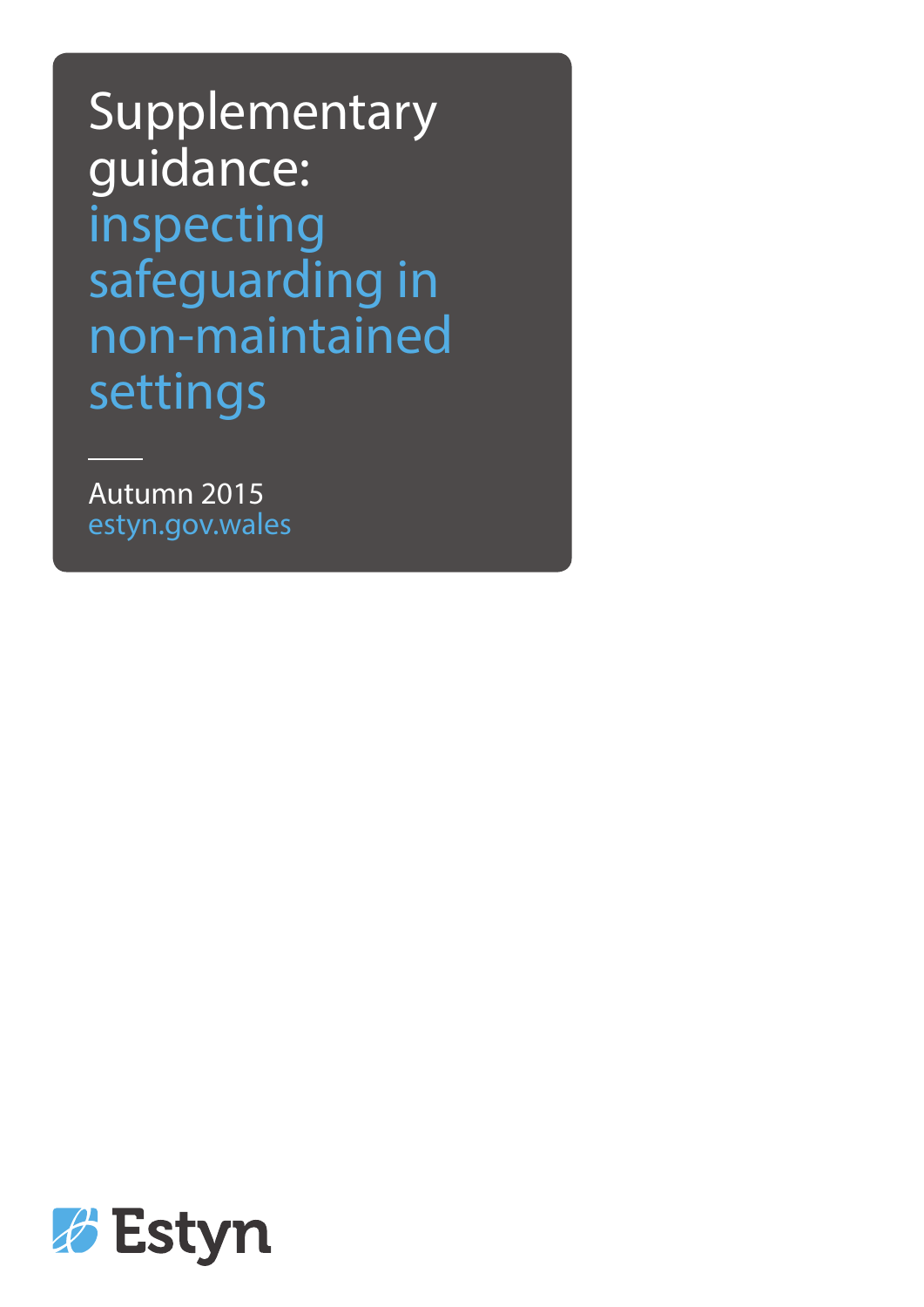# Supplementary guidance: inspecting safeguarding in non-maintained settings

Autumn 2015

estyn.gov.wales

Estyn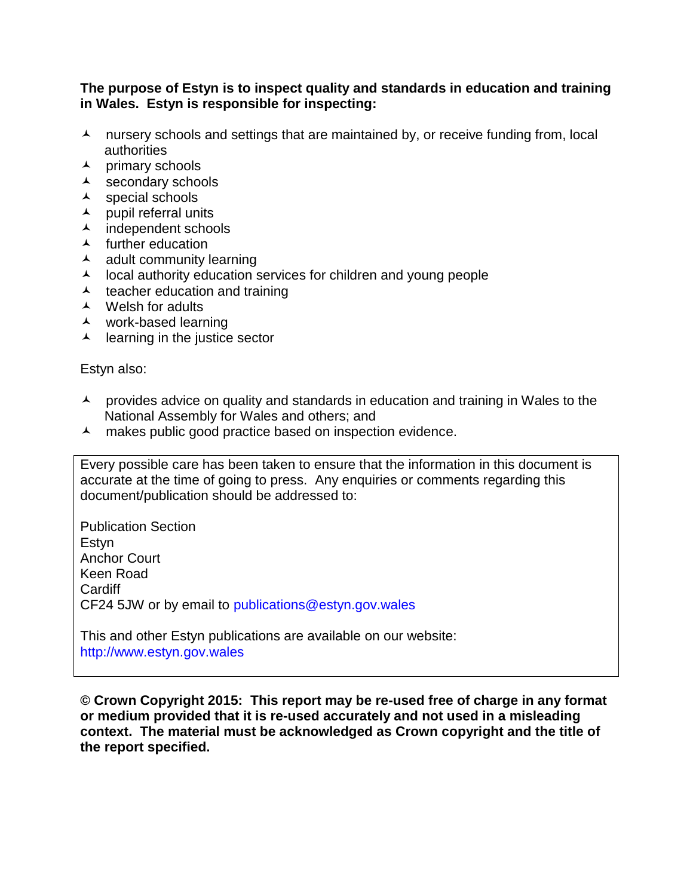**The purpose of Estyn is to inspect quality and standards in education and training in Wales. Estyn is responsible for inspecting:**

- nursery schools and settings that are maintained by, or receive funding from, local authorities
- primary schools
- secondary schools
- special schools
- pupil referral units
- independent schools
- further education
- adult community learning
- local authority education services for children and young people
- teacher education and training
- Welsh for adults
- work-based learning
- learning in the justice sector

Estyn also:

- provides advice on quality and standards in education and training in Wales to the National Assembly for Wales and others; and
- makes public good practice based on inspection evidence.

Every possible care has been taken to ensure that the information in this document is accurate at the time of going to press. Any enquiries or comments regarding this document/publication should be addressed to:

Publication Section
Estyn
Anchor Court
Keen Road
Cardiff
CF24 5JW or by email to publications@estyn.gov.wales

This and other Estyn publications are available on our website:
http://www.estyn.gov.wales

**© Crown Copyright 2015: This report may be re-used free of charge in any format or medium provided that it is re-used accurately and not used in a misleading context. The material must be acknowledged as Crown copyright and the title of the report specified.**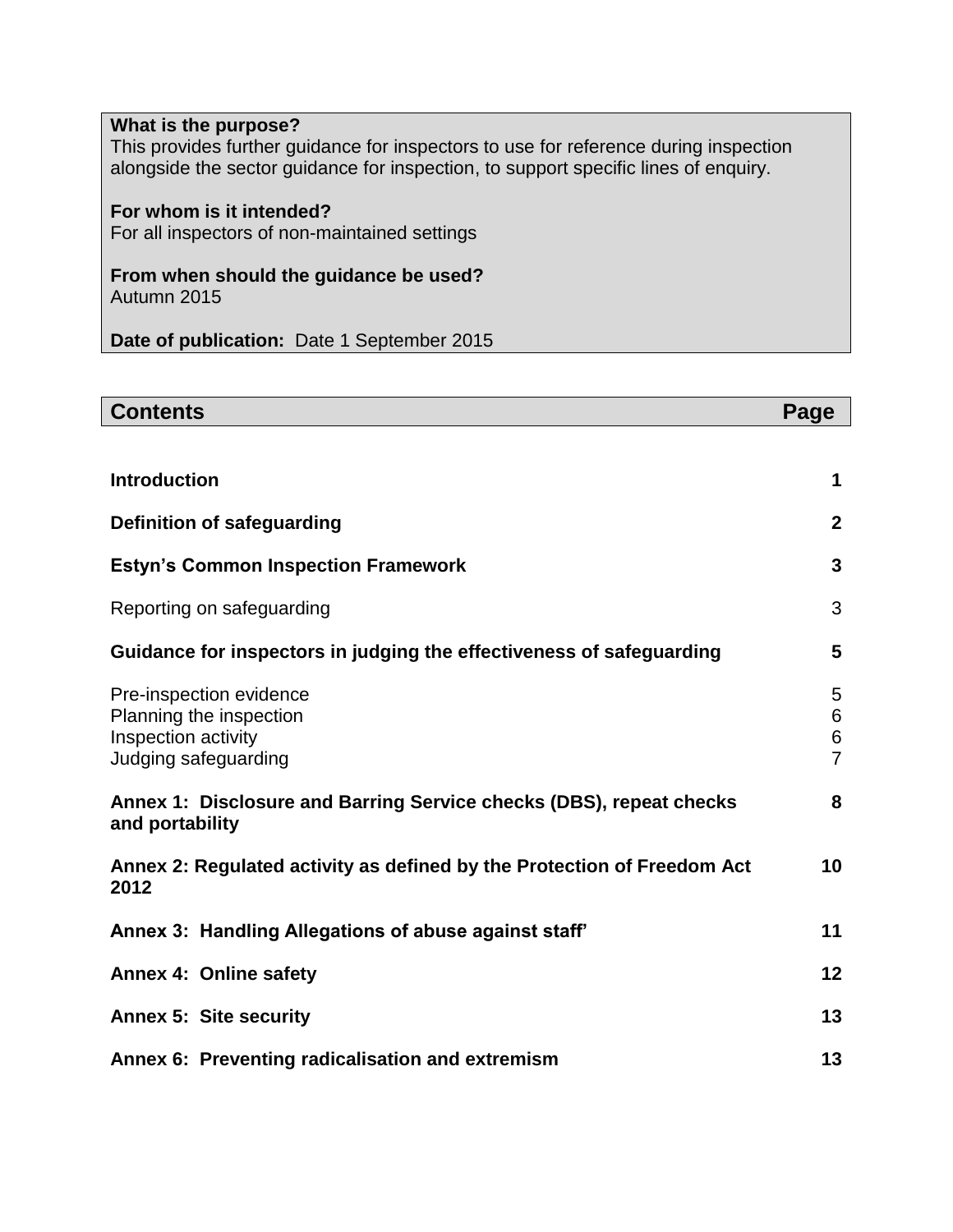**What is the purpose?**
This provides further guidance for inspectors to use for reference during inspection alongside the sector guidance for inspection, to support specific lines of enquiry.

**For whom is it intended?**
For all inspectors of non-maintained settings

**From when should the guidance be used?**
Autumn 2015

**Date of publication:** Date 1 September 2015

| **Contents** | **Page** |
|---|---|
| **Introduction** | **1** |
| **Definition of safeguarding** | **2** |
| **Estyn's Common Inspection Framework** | **3** |
| Reporting on safeguarding | 3 |
| **Guidance for inspectors in judging the effectiveness of safeguarding** | **5** |
| Pre-inspection evidence | 5 |
| Planning the inspection | 6 |
| Inspection activity | 6 |
| Judging safeguarding | 7 |
| **Annex 1: Disclosure and Barring Service checks (DBS), repeat checks and portability** | **8** |
| **Annex 2: Regulated activity as defined by the Protection of Freedom Act 2012** | **10** |
| **Annex 3: Handling Allegations of abuse against staff'** | **11** |
| **Annex 4: Online safety** | **12** |
| **Annex 5: Site security** | **13** |
| **Annex 6: Preventing radicalisation and extremism** | **13** |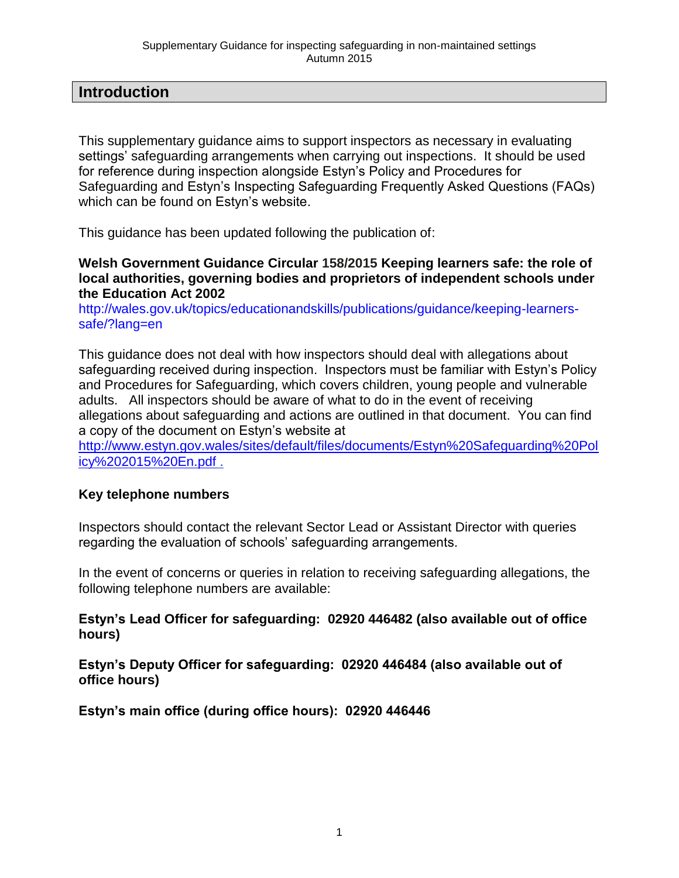## Introduction

This supplementary guidance aims to support inspectors as necessary in evaluating settings' safeguarding arrangements when carrying out inspections. It should be used for reference during inspection alongside Estyn's Policy and Procedures for Safeguarding and Estyn's Inspecting Safeguarding Frequently Asked Questions (FAQs) which can be found on Estyn's website.

This guidance has been updated following the publication of:

**Welsh Government Guidance Circular 158/2015 Keeping learners safe: the role of local authorities, governing bodies and proprietors of independent schools under the Education Act 2002**
http://wales.gov.uk/topics/educationandskills/publications/guidance/keeping-learners-safe/?lang=en

This guidance does not deal with how inspectors should deal with allegations about safeguarding received during inspection. Inspectors must be familiar with Estyn's Policy and Procedures for Safeguarding, which covers children, young people and vulnerable adults. All inspectors should be aware of what to do in the event of receiving allegations about safeguarding and actions are outlined in that document. You can find a copy of the document on Estyn's website at
http://www.estyn.gov.wales/sites/default/files/documents/Estyn%20Safeguarding%20Policy%202015%20En.pdf .

**Key telephone numbers**

Inspectors should contact the relevant Sector Lead or Assistant Director with queries regarding the evaluation of schools' safeguarding arrangements.

In the event of concerns or queries in relation to receiving safeguarding allegations, the following telephone numbers are available:

**Estyn's Lead Officer for safeguarding: 02920 446482 (also available out of office hours)**

**Estyn's Deputy Officer for safeguarding: 02920 446484 (also available out of office hours)**

**Estyn's main office (during office hours): 02920 446446**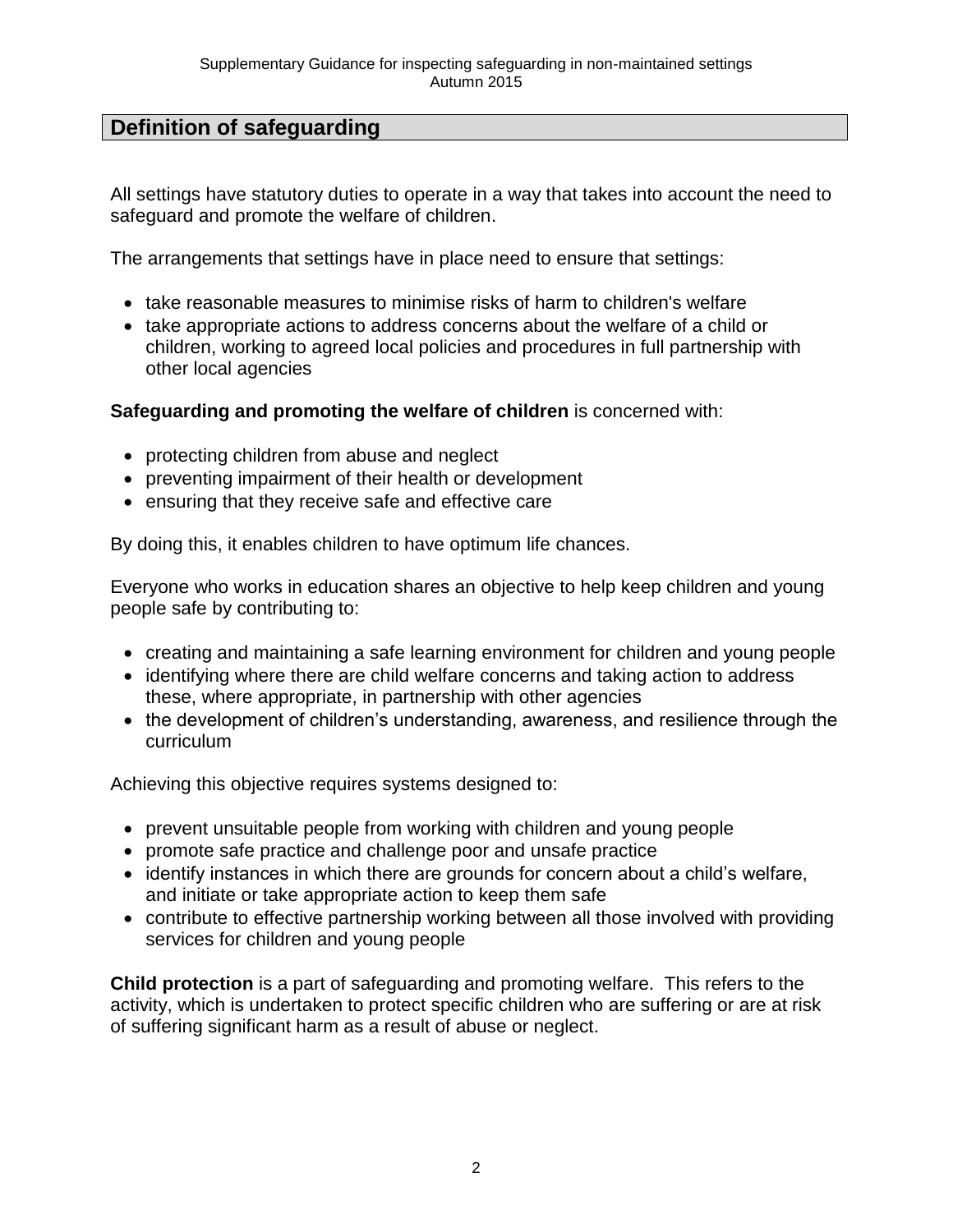## Definition of safeguarding

All settings have statutory duties to operate in a way that takes into account the need to safeguard and promote the welfare of children.

The arrangements that settings have in place need to ensure that settings:

- take reasonable measures to minimise risks of harm to children's welfare
- take appropriate actions to address concerns about the welfare of a child or children, working to agreed local policies and procedures in full partnership with other local agencies

**Safeguarding and promoting the welfare of children** is concerned with:

- protecting children from abuse and neglect
- preventing impairment of their health or development
- ensuring that they receive safe and effective care

By doing this, it enables children to have optimum life chances.

Everyone who works in education shares an objective to help keep children and young people safe by contributing to:

- creating and maintaining a safe learning environment for children and young people
- identifying where there are child welfare concerns and taking action to address these, where appropriate, in partnership with other agencies
- the development of children's understanding, awareness, and resilience through the curriculum

Achieving this objective requires systems designed to:

- prevent unsuitable people from working with children and young people
- promote safe practice and challenge poor and unsafe practice
- identify instances in which there are grounds for concern about a child's welfare, and initiate or take appropriate action to keep them safe
- contribute to effective partnership working between all those involved with providing services for children and young people

**Child protection** is a part of safeguarding and promoting welfare. This refers to the activity, which is undertaken to protect specific children who are suffering or are at risk of suffering significant harm as a result of abuse or neglect.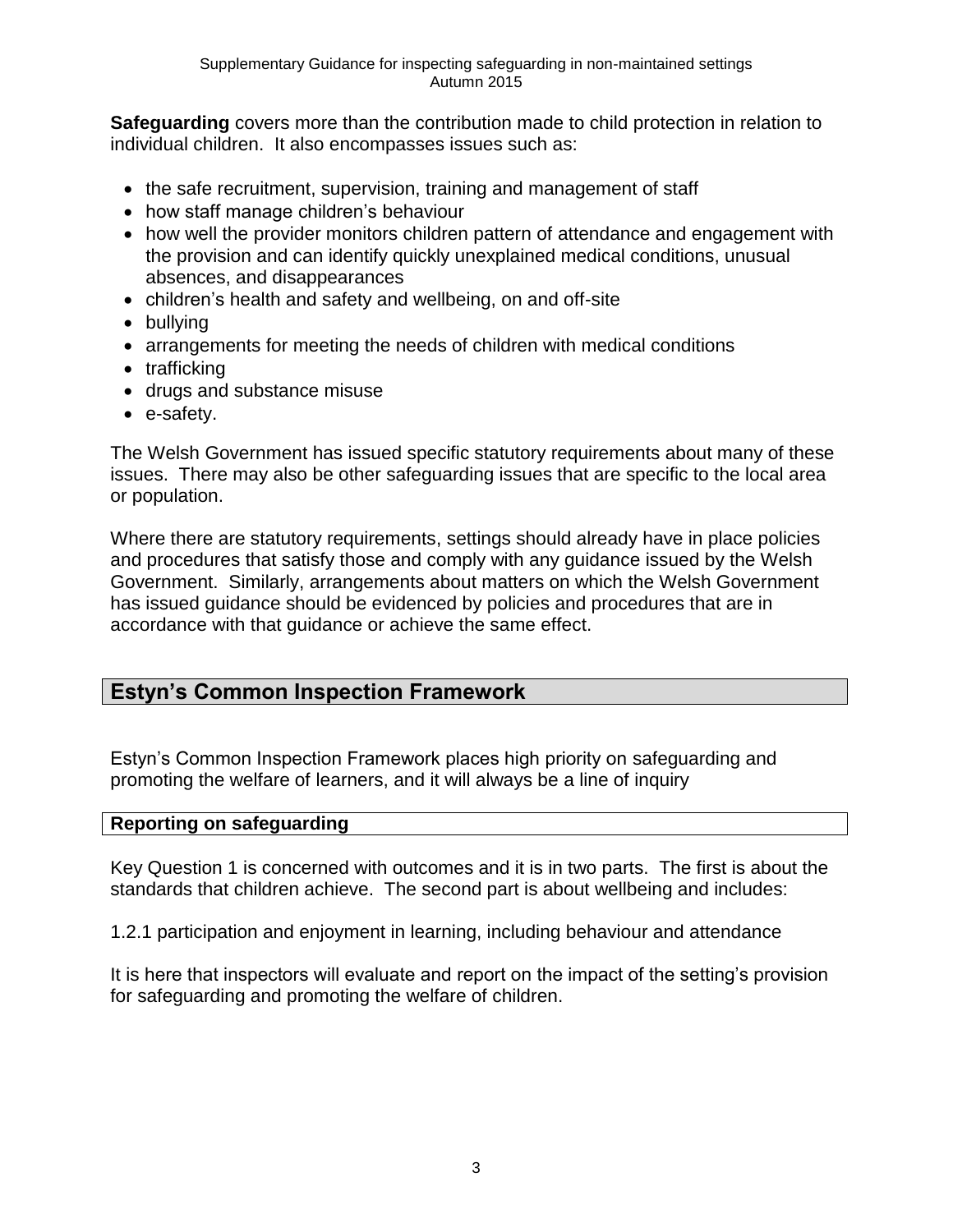**Safeguarding** covers more than the contribution made to child protection in relation to individual children. It also encompasses issues such as:

- the safe recruitment, supervision, training and management of staff
- how staff manage children's behaviour
- how well the provider monitors children pattern of attendance and engagement with the provision and can identify quickly unexplained medical conditions, unusual absences, and disappearances
- children's health and safety and wellbeing, on and off-site
- bullying
- arrangements for meeting the needs of children with medical conditions
- trafficking
- drugs and substance misuse
- e-safety.

The Welsh Government has issued specific statutory requirements about many of these issues. There may also be other safeguarding issues that are specific to the local area or population.

Where there are statutory requirements, settings should already have in place policies and procedures that satisfy those and comply with any guidance issued by the Welsh Government. Similarly, arrangements about matters on which the Welsh Government has issued guidance should be evidenced by policies and procedures that are in accordance with that guidance or achieve the same effect.

## Estyn's Common Inspection Framework

Estyn's Common Inspection Framework places high priority on safeguarding and promoting the welfare of learners, and it will always be a line of inquiry

### Reporting on safeguarding

Key Question 1 is concerned with outcomes and it is in two parts. The first is about the standards that children achieve. The second part is about wellbeing and includes:

1.2.1 participation and enjoyment in learning, including behaviour and attendance

It is here that inspectors will evaluate and report on the impact of the setting's provision for safeguarding and promoting the welfare of children.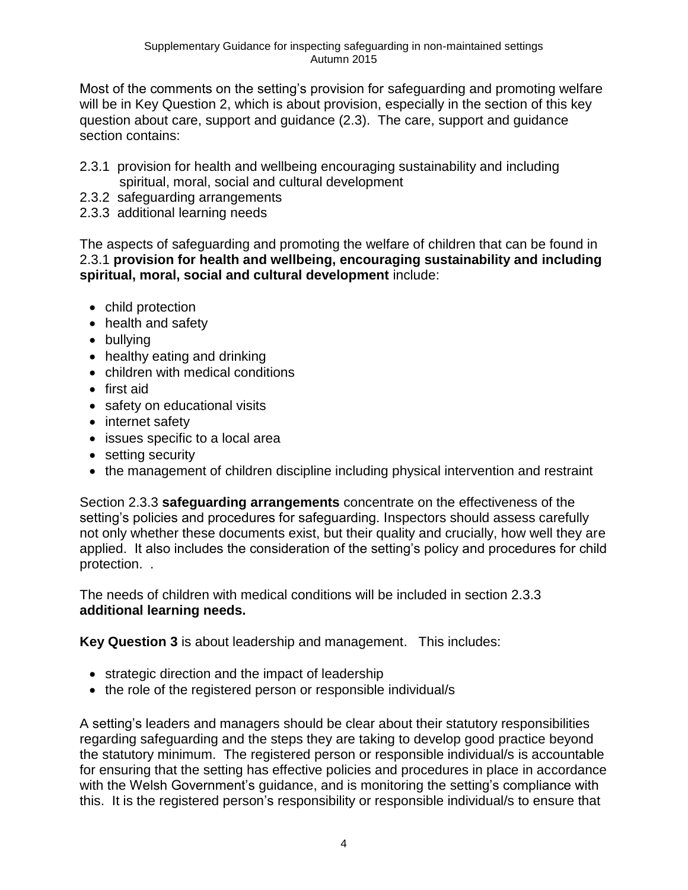Most of the comments on the setting's provision for safeguarding and promoting welfare will be in Key Question 2, which is about provision, especially in the section of this key question about care, support and guidance (2.3). The care, support and guidance section contains:

2.3.1 provision for health and wellbeing encouraging sustainability and including spiritual, moral, social and cultural development
2.3.2 safeguarding arrangements
2.3.3 additional learning needs

The aspects of safeguarding and promoting the welfare of children that can be found in 2.3.1 **provision for health and wellbeing, encouraging sustainability and including spiritual, moral, social and cultural development** include:

- child protection
- health and safety
- bullying
- healthy eating and drinking
- children with medical conditions
- first aid
- safety on educational visits
- internet safety
- issues specific to a local area
- setting security
- the management of children discipline including physical intervention and restraint

Section 2.3.3 **safeguarding arrangements** concentrate on the effectiveness of the setting's policies and procedures for safeguarding. Inspectors should assess carefully not only whether these documents exist, but their quality and crucially, how well they are applied. It also includes the consideration of the setting's policy and procedures for child protection. .

The needs of children with medical conditions will be included in section 2.3.3 **additional learning needs.**

**Key Question 3** is about leadership and management. This includes:

- strategic direction and the impact of leadership
- the role of the registered person or responsible individual/s

A setting's leaders and managers should be clear about their statutory responsibilities regarding safeguarding and the steps they are taking to develop good practice beyond the statutory minimum. The registered person or responsible individual/s is accountable for ensuring that the setting has effective policies and procedures in place in accordance with the Welsh Government's guidance, and is monitoring the setting's compliance with this. It is the registered person's responsibility or responsible individual/s to ensure that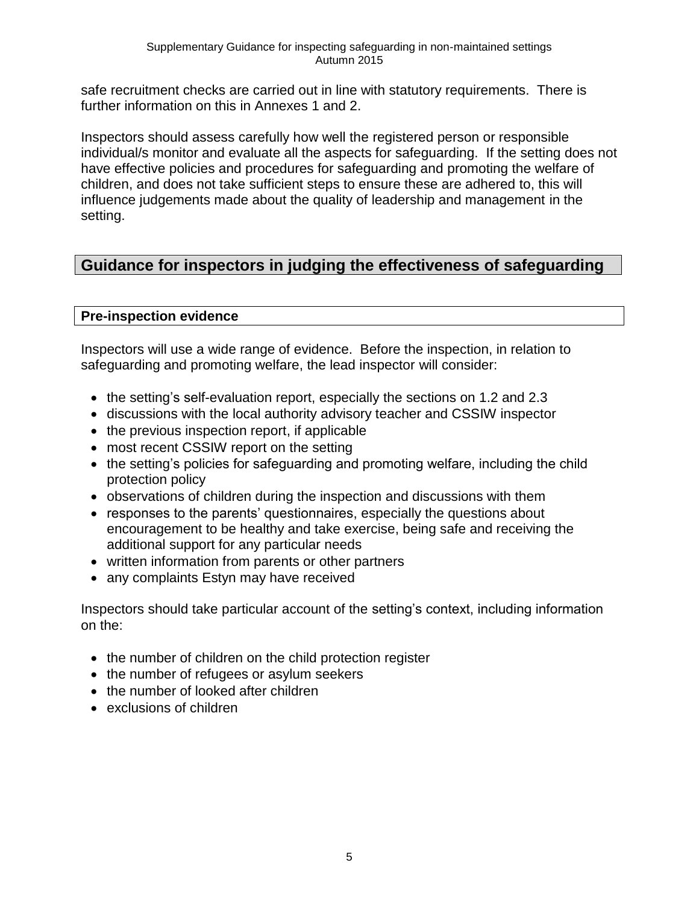safe recruitment checks are carried out in line with statutory requirements. There is further information on this in Annexes 1 and 2.

Inspectors should assess carefully how well the registered person or responsible individual/s monitor and evaluate all the aspects for safeguarding. If the setting does not have effective policies and procedures for safeguarding and promoting the welfare of children, and does not take sufficient steps to ensure these are adhered to, this will influence judgements made about the quality of leadership and management in the setting.

## Guidance for inspectors in judging the effectiveness of safeguarding

### Pre-inspection evidence

Inspectors will use a wide range of evidence. Before the inspection, in relation to safeguarding and promoting welfare, the lead inspector will consider:

- the setting's self-evaluation report, especially the sections on 1.2 and 2.3
- discussions with the local authority advisory teacher and CSSIW inspector
- the previous inspection report, if applicable
- most recent CSSIW report on the setting
- the setting's policies for safeguarding and promoting welfare, including the child protection policy
- observations of children during the inspection and discussions with them
- responses to the parents' questionnaires, especially the questions about encouragement to be healthy and take exercise, being safe and receiving the additional support for any particular needs
- written information from parents or other partners
- any complaints Estyn may have received

Inspectors should take particular account of the setting's context, including information on the:

- the number of children on the child protection register
- the number of refugees or asylum seekers
- the number of looked after children
- exclusions of children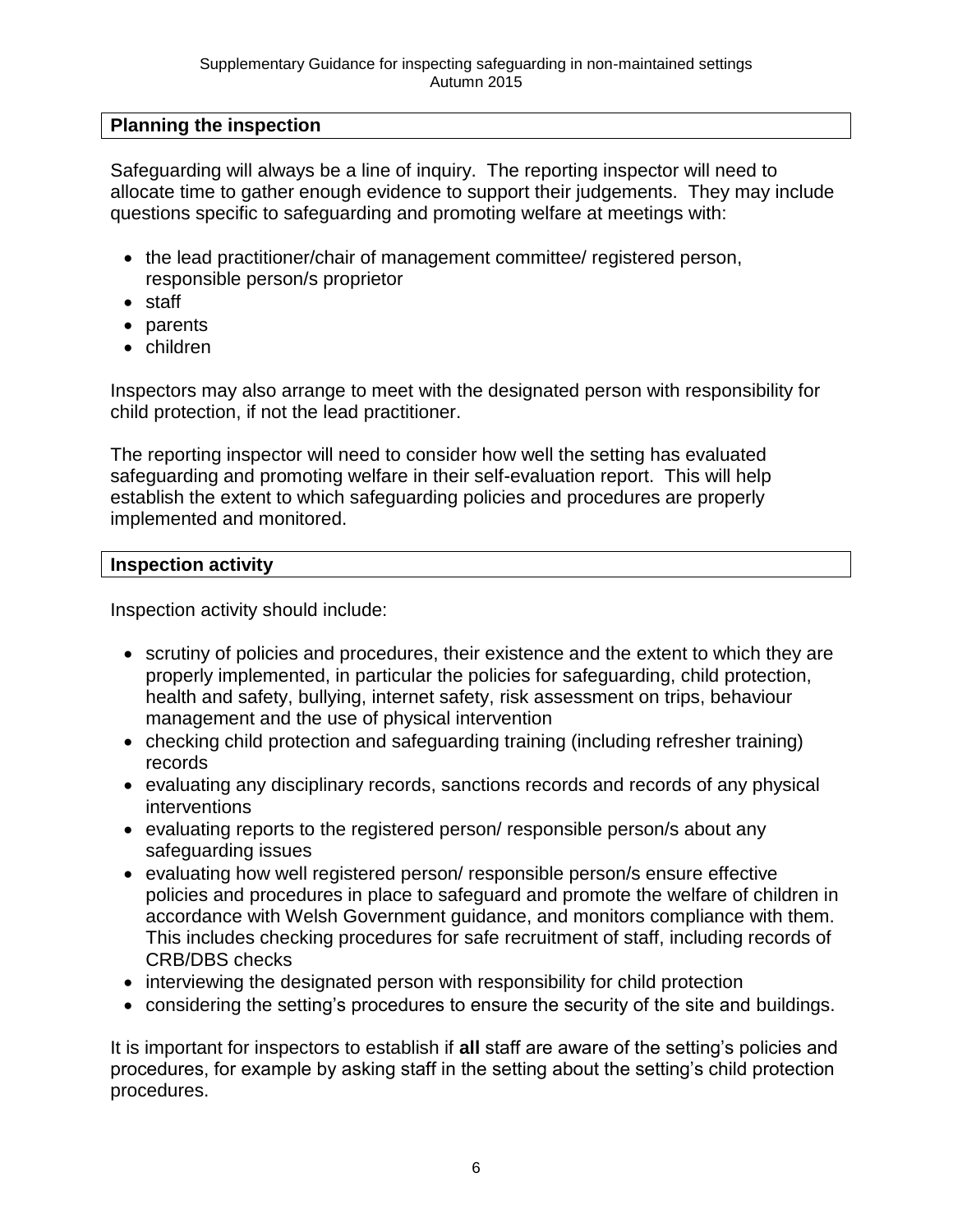## Planning the inspection

Safeguarding will always be a line of inquiry. The reporting inspector will need to allocate time to gather enough evidence to support their judgements. They may include questions specific to safeguarding and promoting welfare at meetings with:

- the lead practitioner/chair of management committee/ registered person, responsible person/s proprietor
- staff
- parents
- children

Inspectors may also arrange to meet with the designated person with responsibility for child protection, if not the lead practitioner.

The reporting inspector will need to consider how well the setting has evaluated safeguarding and promoting welfare in their self-evaluation report. This will help establish the extent to which safeguarding policies and procedures are properly implemented and monitored.

## Inspection activity

Inspection activity should include:

- scrutiny of policies and procedures, their existence and the extent to which they are properly implemented, in particular the policies for safeguarding, child protection, health and safety, bullying, internet safety, risk assessment on trips, behaviour management and the use of physical intervention
- checking child protection and safeguarding training (including refresher training) records
- evaluating any disciplinary records, sanctions records and records of any physical interventions
- evaluating reports to the registered person/ responsible person/s about any safeguarding issues
- evaluating how well registered person/ responsible person/s ensure effective policies and procedures in place to safeguard and promote the welfare of children in accordance with Welsh Government guidance, and monitors compliance with them. This includes checking procedures for safe recruitment of staff, including records of CRB/DBS checks
- interviewing the designated person with responsibility for child protection
- considering the setting's procedures to ensure the security of the site and buildings.

It is important for inspectors to establish if **all** staff are aware of the setting's policies and procedures, for example by asking staff in the setting about the setting's child protection procedures.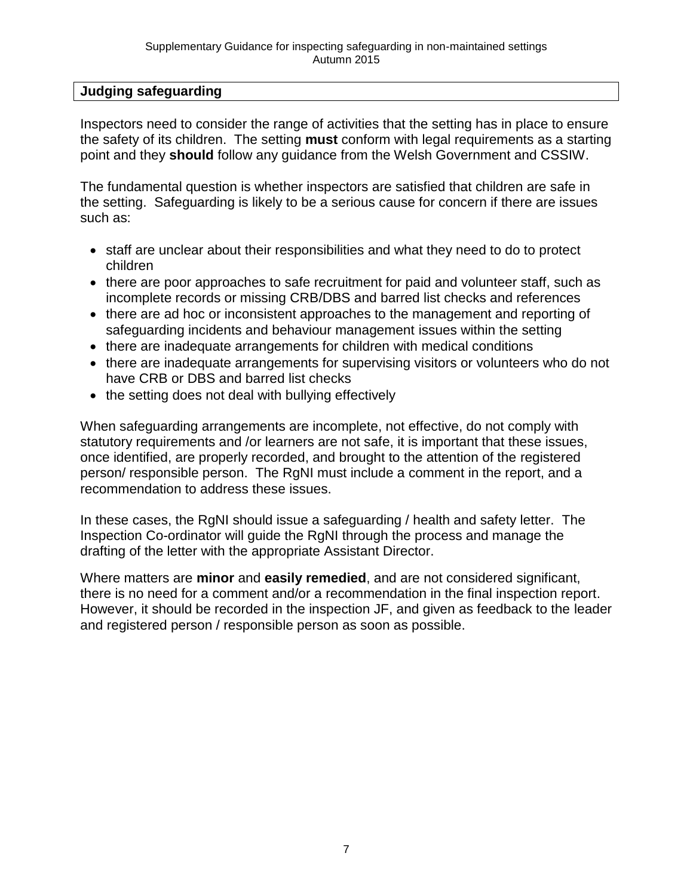## Judging safeguarding

Inspectors need to consider the range of activities that the setting has in place to ensure the safety of its children. The setting **must** conform with legal requirements as a starting point and they **should** follow any guidance from the Welsh Government and CSSIW.

The fundamental question is whether inspectors are satisfied that children are safe in the setting. Safeguarding is likely to be a serious cause for concern if there are issues such as:

- staff are unclear about their responsibilities and what they need to do to protect children
- there are poor approaches to safe recruitment for paid and volunteer staff, such as incomplete records or missing CRB/DBS and barred list checks and references
- there are ad hoc or inconsistent approaches to the management and reporting of safeguarding incidents and behaviour management issues within the setting
- there are inadequate arrangements for children with medical conditions
- there are inadequate arrangements for supervising visitors or volunteers who do not have CRB or DBS and barred list checks
- the setting does not deal with bullying effectively

When safeguarding arrangements are incomplete, not effective, do not comply with statutory requirements and /or learners are not safe, it is important that these issues, once identified, are properly recorded, and brought to the attention of the registered person/ responsible person. The RgNI must include a comment in the report, and a recommendation to address these issues.

In these cases, the RgNI should issue a safeguarding / health and safety letter. The Inspection Co-ordinator will guide the RgNI through the process and manage the drafting of the letter with the appropriate Assistant Director.

Where matters are **minor** and **easily remedied**, and are not considered significant, there is no need for a comment and/or a recommendation in the final inspection report. However, it should be recorded in the inspection JF, and given as feedback to the leader and registered person / responsible person as soon as possible.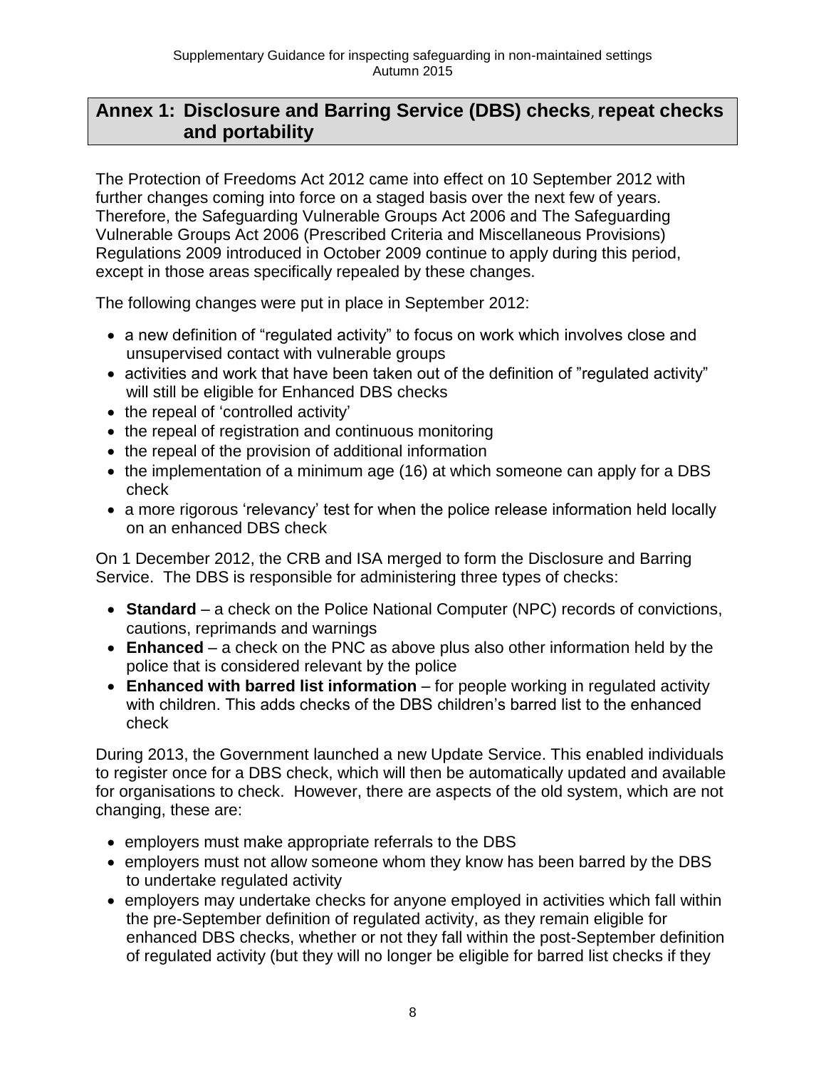## Annex 1: Disclosure and Barring Service (DBS) checks, repeat checks and portability

The Protection of Freedoms Act 2012 came into effect on 10 September 2012 with further changes coming into force on a staged basis over the next few of years. Therefore, the Safeguarding Vulnerable Groups Act 2006 and The Safeguarding Vulnerable Groups Act 2006 (Prescribed Criteria and Miscellaneous Provisions) Regulations 2009 introduced in October 2009 continue to apply during this period, except in those areas specifically repealed by these changes.

The following changes were put in place in September 2012:

- a new definition of “regulated activity” to focus on work which involves close and unsupervised contact with vulnerable groups
- activities and work that have been taken out of the definition of ”regulated activity” will still be eligible for Enhanced DBS checks
- the repeal of ‘controlled activity’
- the repeal of registration and continuous monitoring
- the repeal of the provision of additional information
- the implementation of a minimum age (16) at which someone can apply for a DBS check
- a more rigorous ‘relevancy’ test for when the police release information held locally on an enhanced DBS check

On 1 December 2012, the CRB and ISA merged to form the Disclosure and Barring Service. The DBS is responsible for administering three types of checks:

- **Standard** – a check on the Police National Computer (NPC) records of convictions, cautions, reprimands and warnings
- **Enhanced** – a check on the PNC as above plus also other information held by the police that is considered relevant by the police
- **Enhanced with barred list information** – for people working in regulated activity with children. This adds checks of the DBS children’s barred list to the enhanced check

During 2013, the Government launched a new Update Service. This enabled individuals to register once for a DBS check, which will then be automatically updated and available for organisations to check. However, there are aspects of the old system, which are not changing, these are:

- employers must make appropriate referrals to the DBS
- employers must not allow someone whom they know has been barred by the DBS to undertake regulated activity
- employers may undertake checks for anyone employed in activities which fall within the pre-September definition of regulated activity, as they remain eligible for enhanced DBS checks, whether or not they fall within the post-September definition of regulated activity (but they will no longer be eligible for barred list checks if they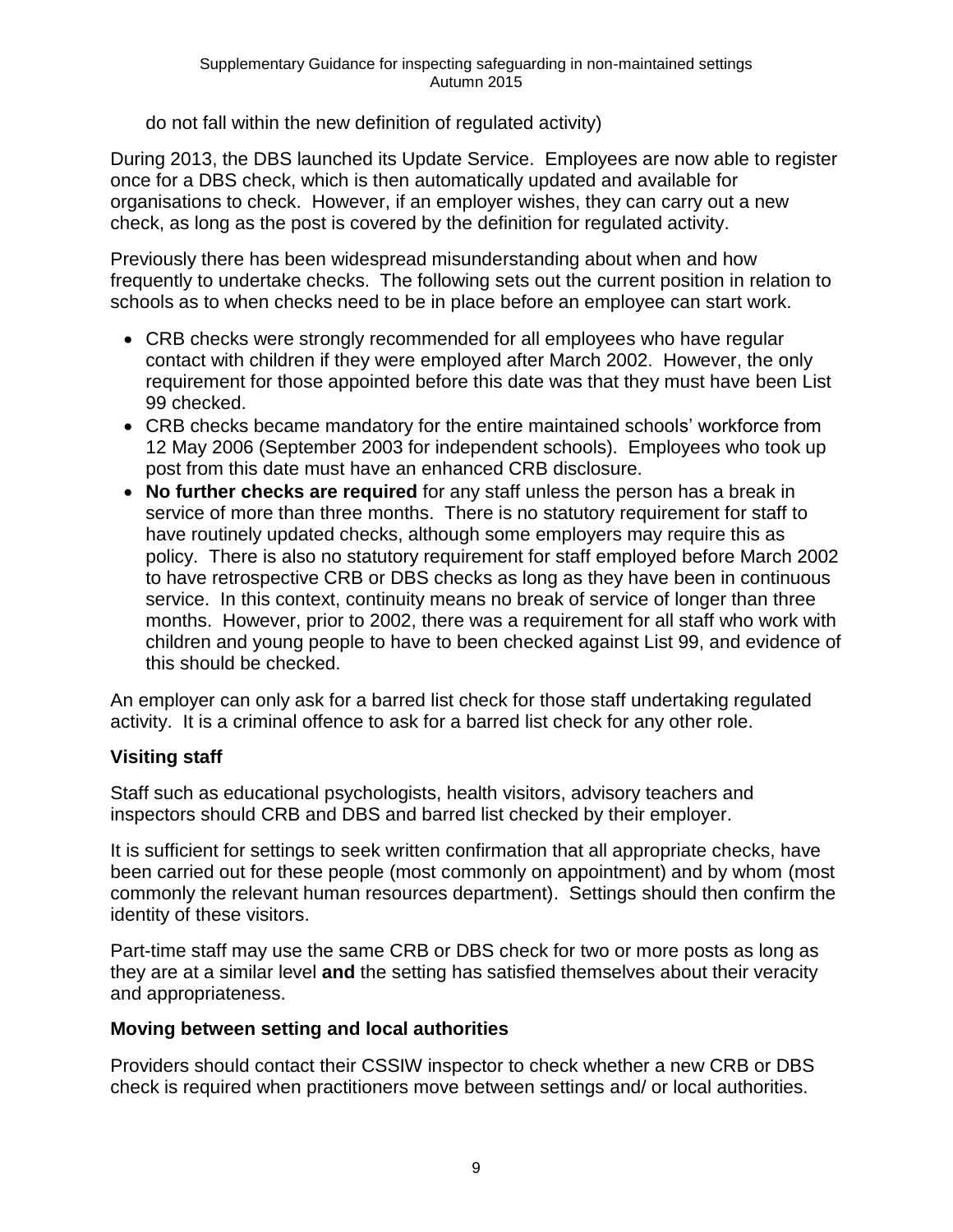do not fall within the new definition of regulated activity)

During 2013, the DBS launched its Update Service. Employees are now able to register once for a DBS check, which is then automatically updated and available for organisations to check. However, if an employer wishes, they can carry out a new check, as long as the post is covered by the definition for regulated activity.

Previously there has been widespread misunderstanding about when and how frequently to undertake checks. The following sets out the current position in relation to schools as to when checks need to be in place before an employee can start work.

- CRB checks were strongly recommended for all employees who have regular contact with children if they were employed after March 2002. However, the only requirement for those appointed before this date was that they must have been List 99 checked.
- CRB checks became mandatory for the entire maintained schools' workforce from 12 May 2006 (September 2003 for independent schools). Employees who took up post from this date must have an enhanced CRB disclosure.
- **No further checks are required** for any staff unless the person has a break in service of more than three months. There is no statutory requirement for staff to have routinely updated checks, although some employers may require this as policy. There is also no statutory requirement for staff employed before March 2002 to have retrospective CRB or DBS checks as long as they have been in continuous service. In this context, continuity means no break of service of longer than three months. However, prior to 2002, there was a requirement for all staff who work with children and young people to have to been checked against List 99, and evidence of this should be checked.

An employer can only ask for a barred list check for those staff undertaking regulated activity. It is a criminal offence to ask for a barred list check for any other role.

### Visiting staff

Staff such as educational psychologists, health visitors, advisory teachers and inspectors should CRB and DBS and barred list checked by their employer.

It is sufficient for settings to seek written confirmation that all appropriate checks, have been carried out for these people (most commonly on appointment) and by whom (most commonly the relevant human resources department). Settings should then confirm the identity of these visitors.

Part-time staff may use the same CRB or DBS check for two or more posts as long as they are at a similar level **and** the setting has satisfied themselves about their veracity and appropriateness.

### Moving between setting and local authorities

Providers should contact their CSSIW inspector to check whether a new CRB or DBS check is required when practitioners move between settings and/ or local authorities.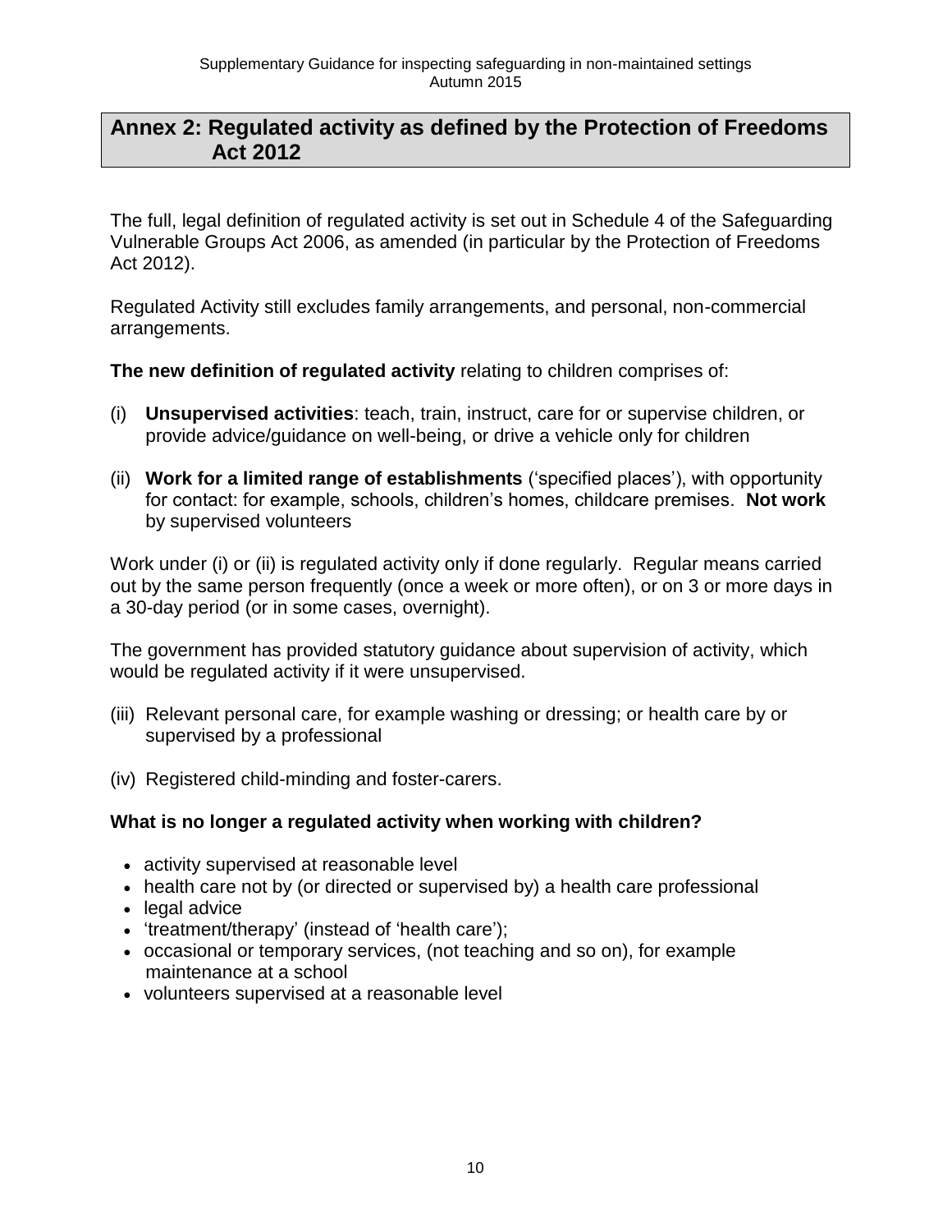## Annex 2: Regulated activity as defined by the Protection of Freedoms Act 2012

The full, legal definition of regulated activity is set out in Schedule 4 of the Safeguarding Vulnerable Groups Act 2006, as amended (in particular by the Protection of Freedoms Act 2012).

Regulated Activity still excludes family arrangements, and personal, non-commercial arrangements.

**The new definition of regulated activity** relating to children comprises of:

(i) **Unsupervised activities**: teach, train, instruct, care for or supervise children, or provide advice/guidance on well-being, or drive a vehicle only for children

(ii) **Work for a limited range of establishments** ('specified places'), with opportunity for contact: for example, schools, children's homes, childcare premises. **Not work** by supervised volunteers

Work under (i) or (ii) is regulated activity only if done regularly. Regular means carried out by the same person frequently (once a week or more often), or on 3 or more days in a 30-day period (or in some cases, overnight).

The government has provided statutory guidance about supervision of activity, which would be regulated activity if it were unsupervised.

(iii) Relevant personal care, for example washing or dressing; or health care by or supervised by a professional

(iv) Registered child-minding and foster-carers.

**What is no longer a regulated activity when working with children?**

- activity supervised at reasonable level
- health care not by (or directed or supervised by) a health care professional
- legal advice
- 'treatment/therapy' (instead of 'health care');
- occasional or temporary services, (not teaching and so on), for example maintenance at a school
- volunteers supervised at a reasonable level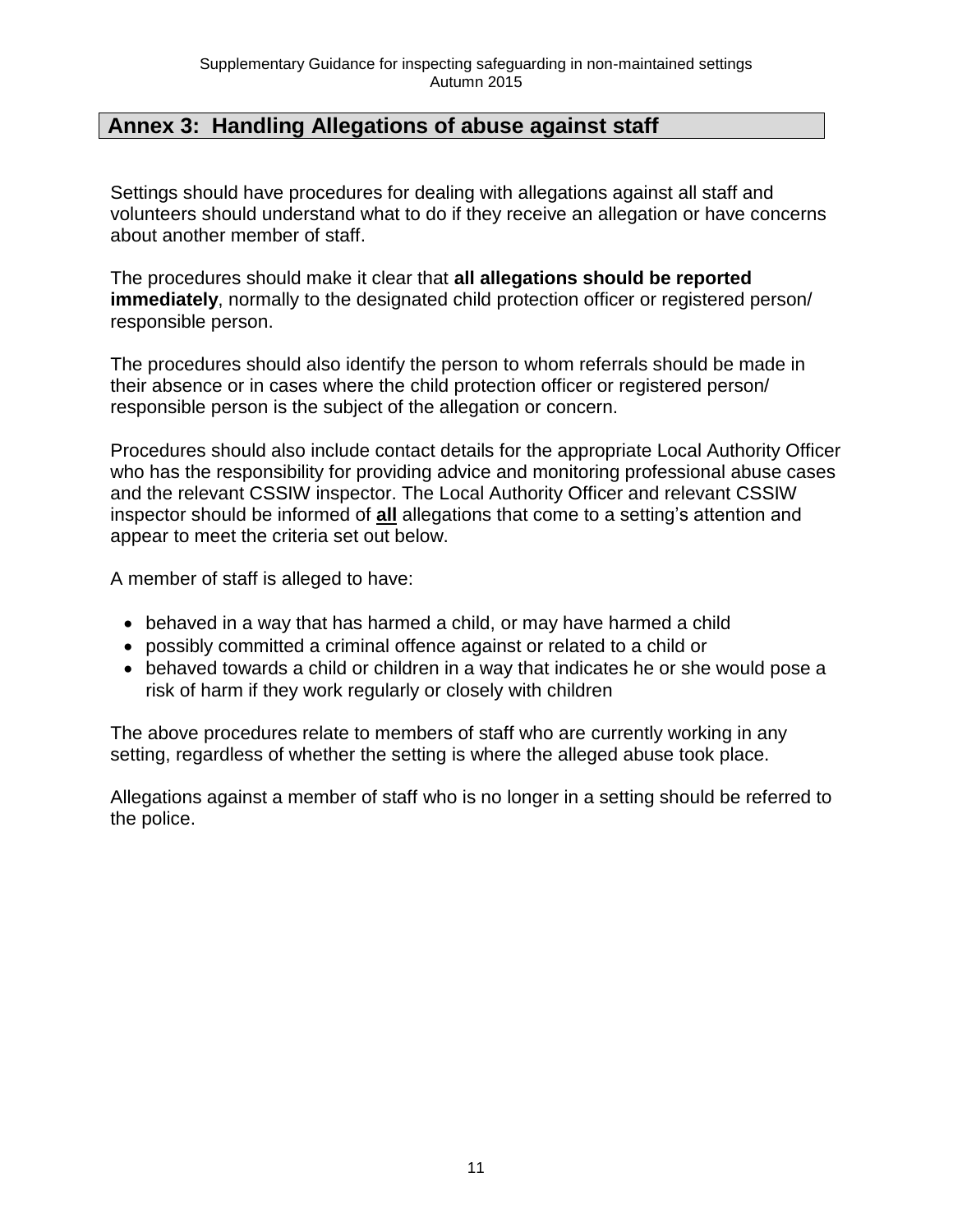## Annex 3: Handling Allegations of abuse against staff

Settings should have procedures for dealing with allegations against all staff and volunteers should understand what to do if they receive an allegation or have concerns about another member of staff.

The procedures should make it clear that **all allegations should be reported immediately**, normally to the designated child protection officer or registered person/ responsible person.

The procedures should also identify the person to whom referrals should be made in their absence or in cases where the child protection officer or registered person/ responsible person is the subject of the allegation or concern.

Procedures should also include contact details for the appropriate Local Authority Officer who has the responsibility for providing advice and monitoring professional abuse cases and the relevant CSSIW inspector. The Local Authority Officer and relevant CSSIW inspector should be informed of **<u>all</u>** allegations that come to a setting's attention and appear to meet the criteria set out below.

A member of staff is alleged to have:

- behaved in a way that has harmed a child, or may have harmed a child
- possibly committed a criminal offence against or related to a child or
- behaved towards a child or children in a way that indicates he or she would pose a risk of harm if they work regularly or closely with children

The above procedures relate to members of staff who are currently working in any setting, regardless of whether the setting is where the alleged abuse took place.

Allegations against a member of staff who is no longer in a setting should be referred to the police.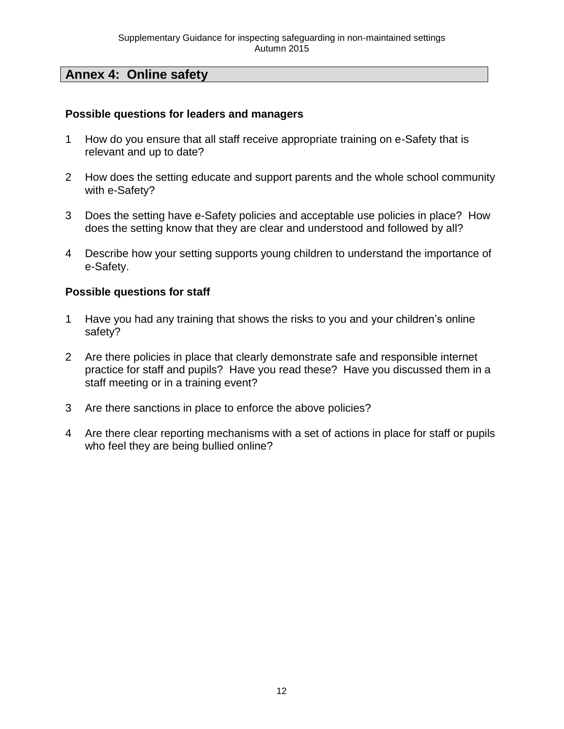## Annex 4: Online safety

### Possible questions for leaders and managers

1. How do you ensure that all staff receive appropriate training on e-Safety that is relevant and up to date?

2. How does the setting educate and support parents and the whole school community with e-Safety?

3. Does the setting have e-Safety policies and acceptable use policies in place? How does the setting know that they are clear and understood and followed by all?

4. Describe how your setting supports young children to understand the importance of e-Safety.

### Possible questions for staff

1. Have you had any training that shows the risks to you and your children's online safety?

2. Are there policies in place that clearly demonstrate safe and responsible internet practice for staff and pupils? Have you read these? Have you discussed them in a staff meeting or in a training event?

3. Are there sanctions in place to enforce the above policies?

4. Are there clear reporting mechanisms with a set of actions in place for staff or pupils who feel they are being bullied online?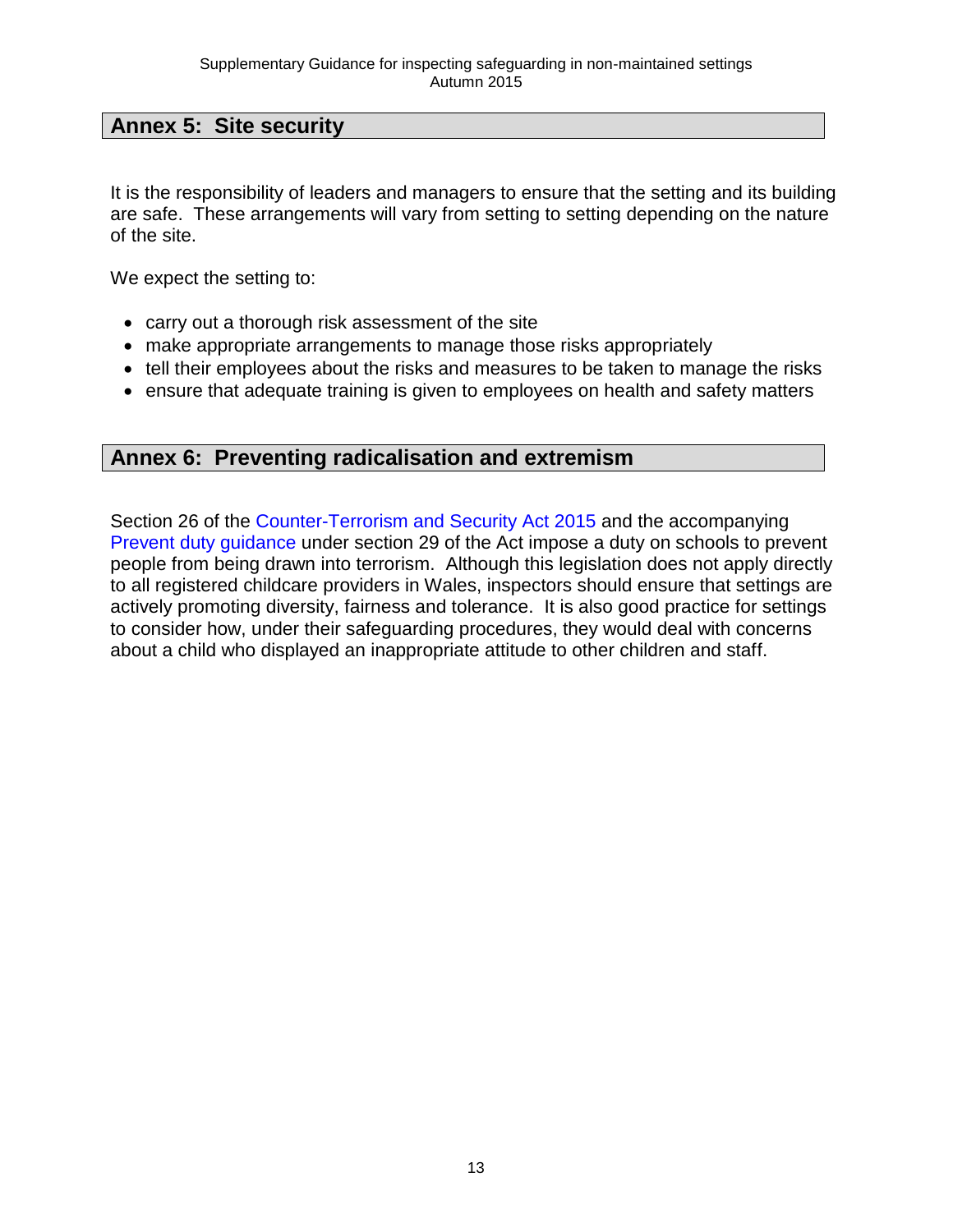## Annex 5: Site security

It is the responsibility of leaders and managers to ensure that the setting and its building are safe. These arrangements will vary from setting to setting depending on the nature of the site.

We expect the setting to:

- carry out a thorough risk assessment of the site
- make appropriate arrangements to manage those risks appropriately
- tell their employees about the risks and measures to be taken to manage the risks
- ensure that adequate training is given to employees on health and safety matters

## Annex 6: Preventing radicalisation and extremism

Section 26 of the Counter-Terrorism and Security Act 2015 and the accompanying Prevent duty guidance under section 29 of the Act impose a duty on schools to prevent people from being drawn into terrorism. Although this legislation does not apply directly to all registered childcare providers in Wales, inspectors should ensure that settings are actively promoting diversity, fairness and tolerance. It is also good practice for settings to consider how, under their safeguarding procedures, they would deal with concerns about a child who displayed an inappropriate attitude to other children and staff.